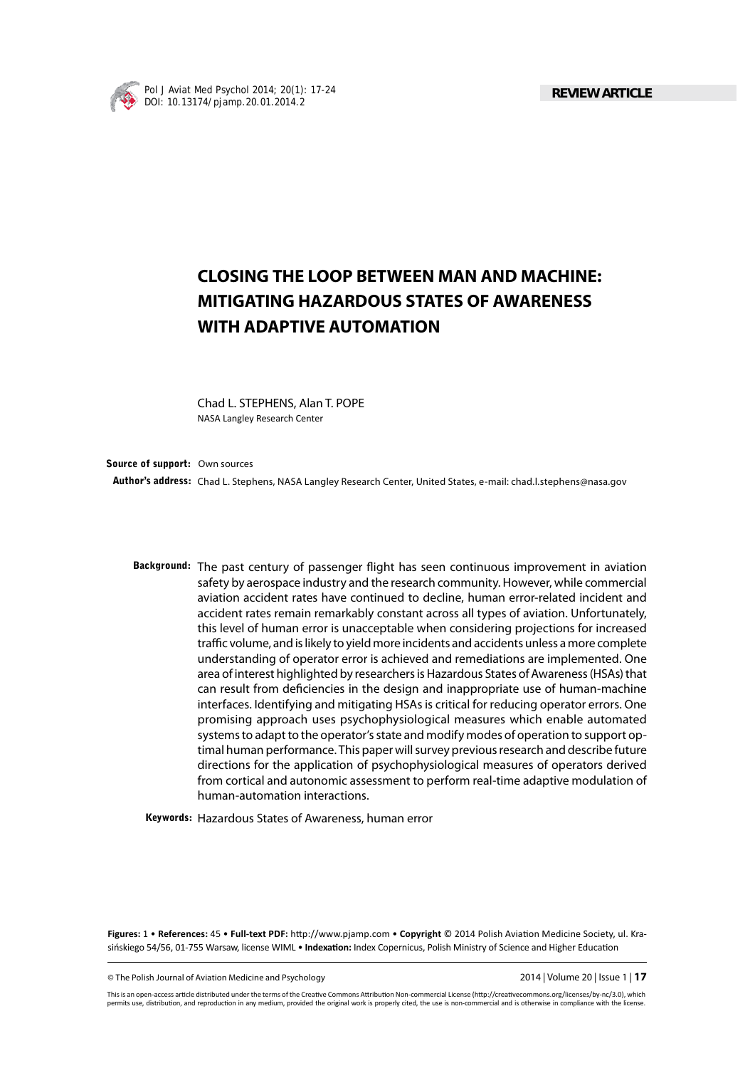REVIEW ARTICLE

# CLOSING THE LOOP BETWEEN MAN AND MACHINE: MITIGATING HAZARDOUS STATES OF AWARENESS WITH ADAPTIVE AUTOMATION

Chad L. STEPHENS, Alan T. POPE

NASA Langley Research Center

**Source of support:** Own sources

**Author's address:** Chad L. Stephens, NASA Langley Research Center, United States, e-mail: chad.l.stephens@nasa.gov

**Background:** The past century of passenger flight has seen continuous improvement in aviation safety by aerospace industry and the research community. However, while commercial aviation accident rates have continued to decline, human error-related incident and accident rates remain remarkably constant across all types of aviation. Unfortunately, this level of human error is unacceptable when considering projections for increased traffic volume, and is likely to yield more incidents and accidents unless a more complete understanding of operator error is achieved and remediations are implemented. One area of interest highlighted by researchers is Hazardous States of Awareness (HSAs) that can result from deficiencies in the design and inappropriate use of human-machine interfaces. Identifying and mitigating HSAs is critical for reducing operator errors. One promising approach uses psychophysiological measures which enable automated systems to adapt to the operator's state and modify modes of operation to support optimal human performance. This paper will survey previous research and describe future directions for the application of psychophysiological measures of operators derived from cortical and autonomic assessment to perform real-time adaptive modulation of human-automation interactions.

**Keywords:** Hazardous States of Awareness, human error

**Figures:** 1 • **References:** 45 • **Full-text PDF:** http://www.pjamp.com • **Copyright** © 2014 Polish Aviation Medicine Society, ul. Krasińskiego 54/56, 01-755 Warsaw, license WIML • **Indexation:** Index Copernicus, Polish Ministry of Science and Higher Education

This is an open-access article distributed under the terms of the Creative Commons Attribution Non-commercial License (http://creativecommons.org/licenses/by-nc/3.0), which permits use, distribution, and reproduction in any medium, provided the original work is properly cited, the use is non-commercial and is otherwise in compliance with the license.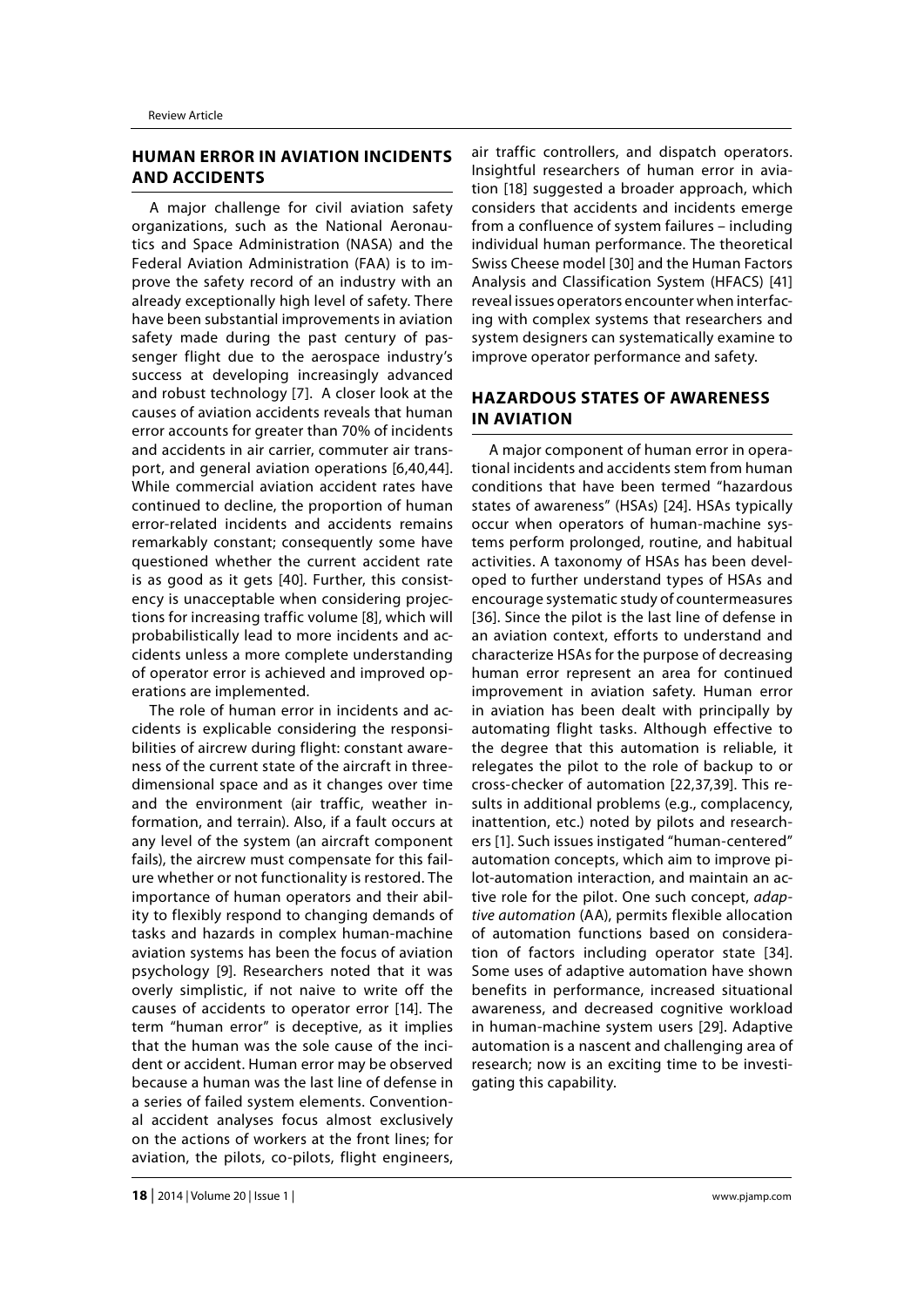## HUMAN ERROR IN AVIATION INCIDENTS AND ACCIDENTS

A major challenge for civil aviation safety organizations, such as the National Aeronautics and Space Administration (NASA) and the Federal Aviation Administration (FAA) is to improve the safety record of an industry with an already exceptionally high level of safety. There have been substantial improvements in aviation safety made during the past century of passenger flight due to the aerospace industry's success at developing increasingly advanced and robust technology [7]. A closer look at the causes of aviation accidents reveals that human error accounts for greater than 70% of incidents and accidents in air carrier, commuter air transport, and general aviation operations [6,40,44]. While commercial aviation accident rates have continued to decline, the proportion of human error-related incidents and accidents remains remarkably constant; consequently some have questioned whether the current accident rate is as good as it gets [40]. Further, this consistency is unacceptable when considering projections for increasing traffic volume [8], which will probabilistically lead to more incidents and accidents unless a more complete understanding of operator error is achieved and improved operations are implemented.

The role of human error in incidents and accidents is explicable considering the responsibilities of aircrew during flight: constant awareness of the current state of the aircraft in three-dimensional space and as it changes over time and the environment (air traffic, weather information, and terrain). Also, if a fault occurs at any level of the system (an aircraft component fails), the aircrew must compensate for this failure whether or not functionality is restored. The importance of human operators and their ability to flexibly respond to changing demands of tasks and hazards in complex human-machine aviation systems has been the focus of aviation psychology [9]. Researchers noted that it was overly simplistic, if not naive to write off the causes of accidents to operator error [14]. The term "human error" is deceptive, as it implies that the human was the sole cause of the incident or accident. Human error may be observed because a human was the last line of defense in a series of failed system elements. Conventional accident analyses focus almost exclusively on the actions of workers at the front lines; for aviation, the pilots, co-pilots, flight engineers, air traffic controllers, and dispatch operators. Insightful researchers of human error in aviation [18] suggested a broader approach, which considers that accidents and incidents emerge from a confluence of system failures – including individual human performance. The theoretical Swiss Cheese model [30] and the Human Factors Analysis and Classification System (HFACS) [41] reveal issues operators encounter when interfacing with complex systems that researchers and system designers can systematically examine to improve operator performance and safety.

## HAZARDOUS STATES OF AWARENESS IN AVIATION

A major component of human error in operational incidents and accidents stem from human conditions that have been termed "hazardous states of awareness" (HSAs) [24]. HSAs typically occur when operators of human-machine systems perform prolonged, routine, and habitual activities. A taxonomy of HSAs has been developed to further understand types of HSAs and encourage systematic study of countermeasures [36]. Since the pilot is the last line of defense in an aviation context, efforts to understand and characterize HSAs for the purpose of decreasing human error represent an area for continued improvement in aviation safety. Human error in aviation has been dealt with principally by automating flight tasks. Although effective to the degree that this automation is reliable, it relegates the pilot to the role of backup to or cross-checker of automation [22,37,39]. This results in additional problems (e.g., complacency, inattention, etc.) noted by pilots and researchers [1]. Such issues instigated "human-centered" automation concepts, which aim to improve pilot-automation interaction, and maintain an active role for the pilot. One such concept, *adaptive automation* (AA), permits flexible allocation of automation functions based on consideration of factors including operator state [34]. Some uses of adaptive automation have shown benefits in performance, increased situational awareness, and decreased cognitive workload in human-machine system users [29]. Adaptive automation is a nascent and challenging area of research; now is an exciting time to be investigating this capability.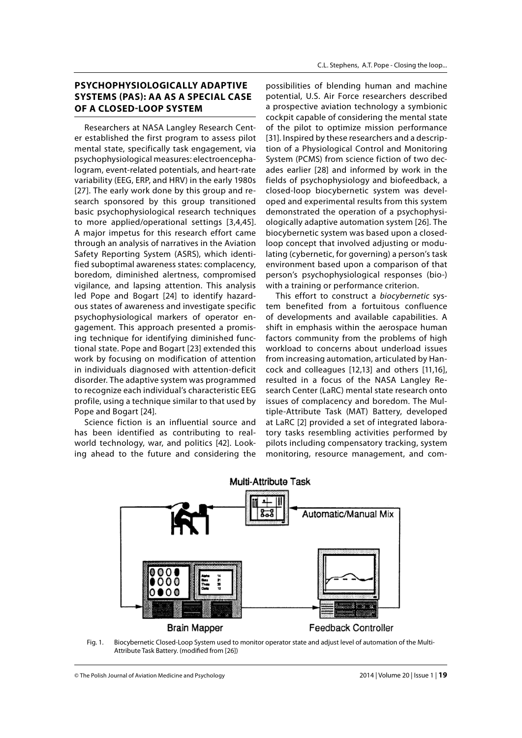## PSYCHOPHYSIOLOGICALLY ADAPTIVE SYSTEMS (PAS): AA AS A SPECIAL CASE OF A CLOSED-LOOP SYSTEM

Researchers at NASA Langley Research Center established the first program to assess pilot mental state, specifically task engagement, via psychophysiological measures: electroencephalogram, event-related potentials, and heart-rate variability (EEG, ERP, and HRV) in the early 1980s [27]. The early work done by this group and research sponsored by this group transitioned basic psychophysiological research techniques to more applied/operational settings [3,4,45]. A major impetus for this research effort came through an analysis of narratives in the Aviation Safety Reporting System (ASRS), which identified suboptimal awareness states: complacency, boredom, diminished alertness, compromised vigilance, and lapsing attention. This analysis led Pope and Bogart [24] to identify hazardous states of awareness and investigate specific psychophysiological markers of operator engagement. This approach presented a promising technique for identifying diminished functional state. Pope and Bogart [23] extended this work by focusing on modification of attention in individuals diagnosed with attention-deficit disorder. The adaptive system was programmed to recognize each individual's characteristic EEG profile, using a technique similar to that used by Pope and Bogart [24].

Science fiction is an influential source and has been identified as contributing to real-world technology, war, and politics [42]. Looking ahead to the future and considering the possibilities of blending human and machine potential, U.S. Air Force researchers described a prospective aviation technology a symbionic cockpit capable of considering the mental state of the pilot to optimize mission performance [31]. Inspired by these researchers and a description of a Physiological Control and Monitoring System (PCMS) from science fiction of two decades earlier [28] and informed by work in the fields of psychophysiology and biofeedback, a closed-loop biocybernetic system was developed and experimental results from this system demonstrated the operation of a psychophysiologically adaptive automation system [26]. The biocybernetic system was based upon a closed-loop concept that involved adjusting or modulating (cybernetic, for governing) a person's task environment based upon a comparison of that person's psychophysiological responses (bio-) with a training or performance criterion.

This effort to construct a *biocybernetic* system benefited from a fortuitous confluence of developments and available capabilities. A shift in emphasis within the aerospace human factors community from the problems of high workload to concerns about underload issues from increasing automation, articulated by Hancock and colleagues [12,13] and others [11,16], resulted in a focus of the NASA Langley Research Center (LaRC) mental state research onto issues of complacency and boredom. The Multiple-Attribute Task (MAT) Battery, developed at LaRC [2] provided a set of integrated laboratory tasks resembling activities performed by pilots including compensatory tracking, system monitoring, resource management, and com-

Fig. 1. Biocybernetic Closed-Loop System used to monitor operator state and adjust level of automation of the Multi-Attribute Task Battery. (modified from [26])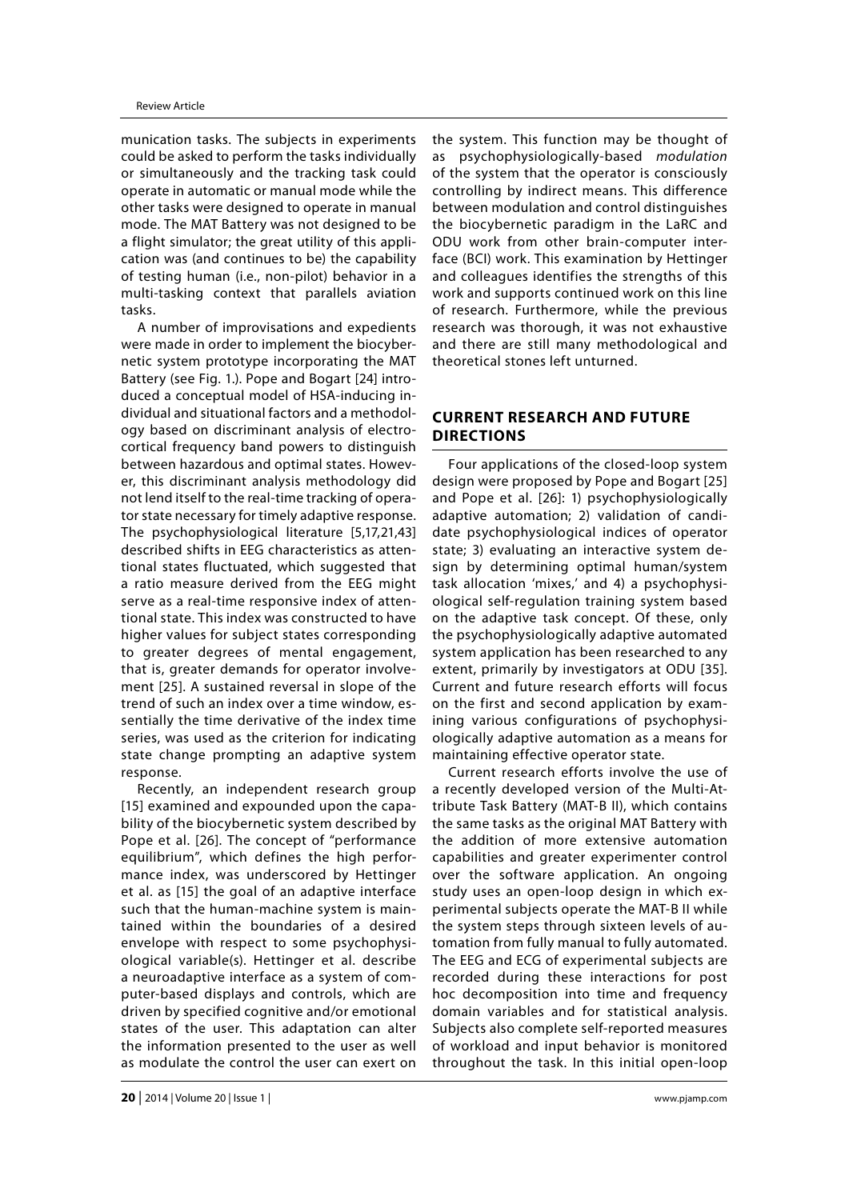munication tasks. The subjects in experiments could be asked to perform the tasks individually or simultaneously and the tracking task could operate in automatic or manual mode while the other tasks were designed to operate in manual mode. The MAT Battery was not designed to be a flight simulator; the great utility of this application was (and continues to be) the capability of testing human (i.e., non-pilot) behavior in a multi-tasking context that parallels aviation tasks.

A number of improvisations and expedients were made in order to implement the biocybernetic system prototype incorporating the MAT Battery (see Fig. 1.). Pope and Bogart [24] introduced a conceptual model of HSA-inducing individual and situational factors and a methodology based on discriminant analysis of electrocortical frequency band powers to distinguish between hazardous and optimal states. However, this discriminant analysis methodology did not lend itself to the real-time tracking of operator state necessary for timely adaptive response. The psychophysiological literature [5,17,21,43] described shifts in EEG characteristics as attentional states fluctuated, which suggested that a ratio measure derived from the EEG might serve as a real-time responsive index of attentional state. This index was constructed to have higher values for subject states corresponding to greater degrees of mental engagement, that is, greater demands for operator involvement [25]. A sustained reversal in slope of the trend of such an index over a time window, essentially the time derivative of the index time series, was used as the criterion for indicating state change prompting an adaptive system response.

Recently, an independent research group [15] examined and expounded upon the capability of the biocybernetic system described by Pope et al. [26]. The concept of "performance equilibrium", which defines the high performance index, was underscored by Hettinger et al. as [15] the goal of an adaptive interface such that the human-machine system is maintained within the boundaries of a desired envelope with respect to some psychophysiological variable(s). Hettinger et al. describe a neuroadaptive interface as a system of computer-based displays and controls, which are driven by specified cognitive and/or emotional states of the user. This adaptation can alter the information presented to the user as well as modulate the control the user can exert on the system. This function may be thought of as psychophysiologically-based *modulation* of the system that the operator is consciously controlling by indirect means. This difference between modulation and control distinguishes the biocybernetic paradigm in the LaRC and ODU work from other brain-computer interface (BCI) work. This examination by Hettinger and colleagues identifies the strengths of this work and supports continued work on this line of research. Furthermore, while the previous research was thorough, it was not exhaustive and there are still many methodological and theoretical stones left unturned.

## CURRENT RESEARCH AND FUTURE DIRECTIONS

Four applications of the closed-loop system design were proposed by Pope and Bogart [25] and Pope et al. [26]: 1) psychophysiologically adaptive automation; 2) validation of candidate psychophysiological indices of operator state; 3) evaluating an interactive system design by determining optimal human/system task allocation 'mixes,' and 4) a psychophysiological self-regulation training system based on the adaptive task concept. Of these, only the psychophysiologically adaptive automated system application has been researched to any extent, primarily by investigators at ODU [35]. Current and future research efforts will focus on the first and second application by examining various configurations of psychophysiologically adaptive automation as a means for maintaining effective operator state.

Current research efforts involve the use of a recently developed version of the Multi-Attribute Task Battery (MAT-B II), which contains the same tasks as the original MAT Battery with the addition of more extensive automation capabilities and greater experimenter control over the software application. An ongoing study uses an open-loop design in which experimental subjects operate the MAT-B II while the system steps through sixteen levels of automation from fully manual to fully automated. The EEG and ECG of experimental subjects are recorded during these interactions for post hoc decomposition into time and frequency domain variables and for statistical analysis. Subjects also complete self-reported measures of workload and input behavior is monitored throughout the task. In this initial open-loop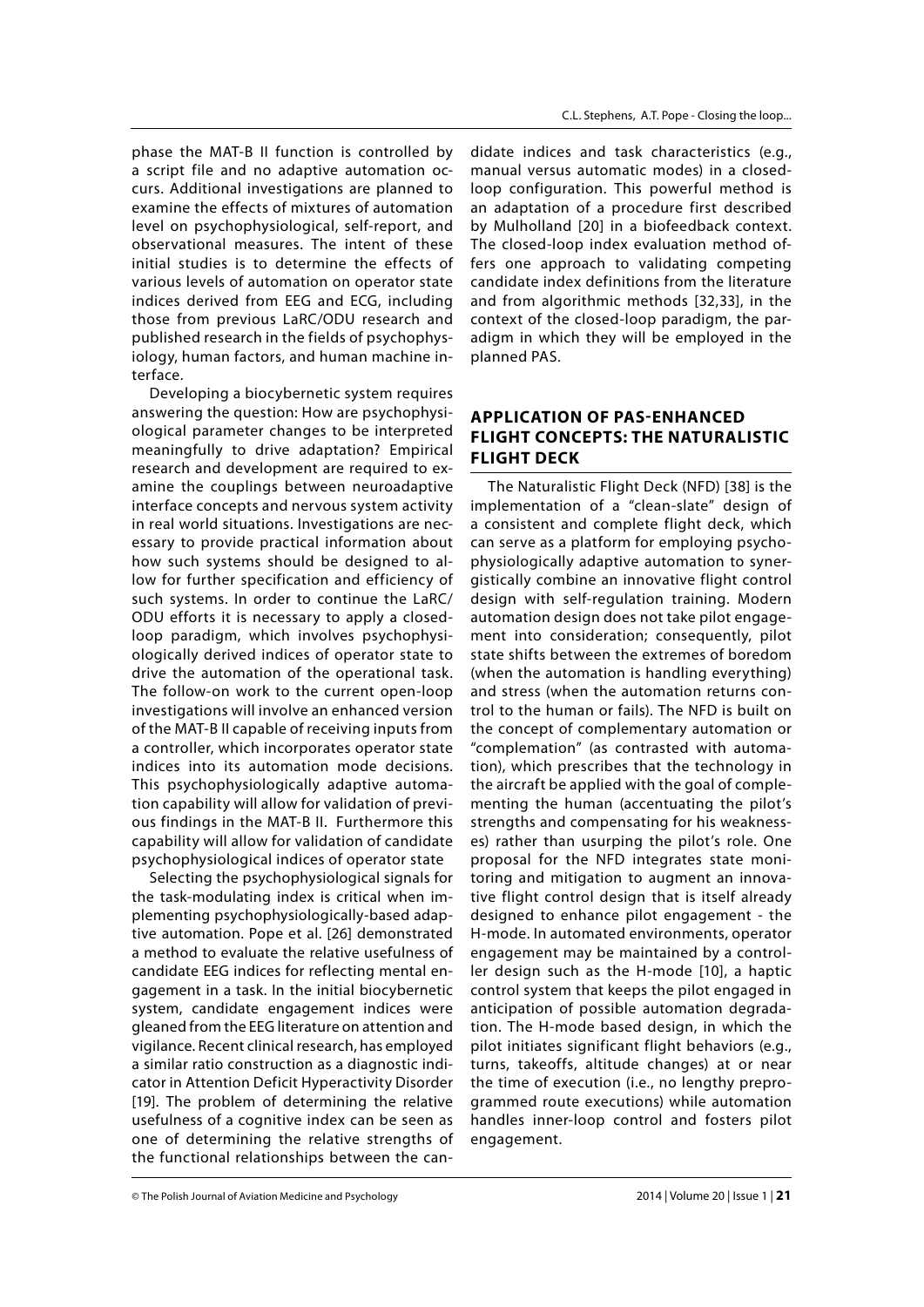phase the MAT-B II function is controlled by a script file and no adaptive automation occurs. Additional investigations are planned to examine the effects of mixtures of automation level on psychophysiological, self-report, and observational measures. The intent of these initial studies is to determine the effects of various levels of automation on operator state indices derived from EEG and ECG, including those from previous LaRC/ODU research and published research in the fields of psychophysiology, human factors, and human machine interface.

Developing a biocybernetic system requires answering the question: How are psychophysiological parameter changes to be interpreted meaningfully to drive adaptation? Empirical research and development are required to examine the couplings between neuroadaptive interface concepts and nervous system activity in real world situations. Investigations are necessary to provide practical information about how such systems should be designed to allow for further specification and efficiency of such systems. In order to continue the LaRC/ODU efforts it is necessary to apply a closed-loop paradigm, which involves psychophysiologically derived indices of operator state to drive the automation of the operational task. The follow-on work to the current open-loop investigations will involve an enhanced version of the MAT-B II capable of receiving inputs from a controller, which incorporates operator state indices into its automation mode decisions. This psychophysiologically adaptive automation capability will allow for validation of previous findings in the MAT-B II. Furthermore this capability will allow for validation of candidate psychophysiological indices of operator state

Selecting the psychophysiological signals for the task-modulating index is critical when implementing psychophysiologically-based adaptive automation. Pope et al. [26] demonstrated a method to evaluate the relative usefulness of candidate EEG indices for reflecting mental engagement in a task. In the initial biocybernetic system, candidate engagement indices were gleaned from the EEG literature on attention and vigilance. Recent clinical research, has employed a similar ratio construction as a diagnostic indicator in Attention Deficit Hyperactivity Disorder [19]. The problem of determining the relative usefulness of a cognitive index can be seen as one of determining the relative strengths of the functional relationships between the candidate indices and task characteristics (e.g., manual versus automatic modes) in a closed-loop configuration. This powerful method is an adaptation of a procedure first described by Mulholland [20] in a biofeedback context. The closed-loop index evaluation method offers one approach to validating competing candidate index definitions from the literature and from algorithmic methods [32,33], in the context of the closed-loop paradigm, the paradigm in which they will be employed in the planned PAS.

## APPLICATION OF PAS-ENHANCED FLIGHT CONCEPTS: THE NATURALISTIC FLIGHT DECK

The Naturalistic Flight Deck (NFD) [38] is the implementation of a "clean-slate" design of a consistent and complete flight deck, which can serve as a platform for employing psychophysiologically adaptive automation to synergistically combine an innovative flight control design with self-regulation training. Modern automation design does not take pilot engagement into consideration; consequently, pilot state shifts between the extremes of boredom (when the automation is handling everything) and stress (when the automation returns control to the human or fails). The NFD is built on the concept of complementary automation or "complemation" (as contrasted with automation), which prescribes that the technology in the aircraft be applied with the goal of complementing the human (accentuating the pilot's strengths and compensating for his weaknesses) rather than usurping the pilot's role. One proposal for the NFD integrates state monitoring and mitigation to augment an innovative flight control design that is itself already designed to enhance pilot engagement - the H-mode. In automated environments, operator engagement may be maintained by a controller design such as the H-mode [10], a haptic control system that keeps the pilot engaged in anticipation of possible automation degradation. The H-mode based design, in which the pilot initiates significant flight behaviors (e.g., turns, takeoffs, altitude changes) at or near the time of execution (i.e., no lengthy preprogrammed route executions) while automation handles inner-loop control and fosters pilot engagement.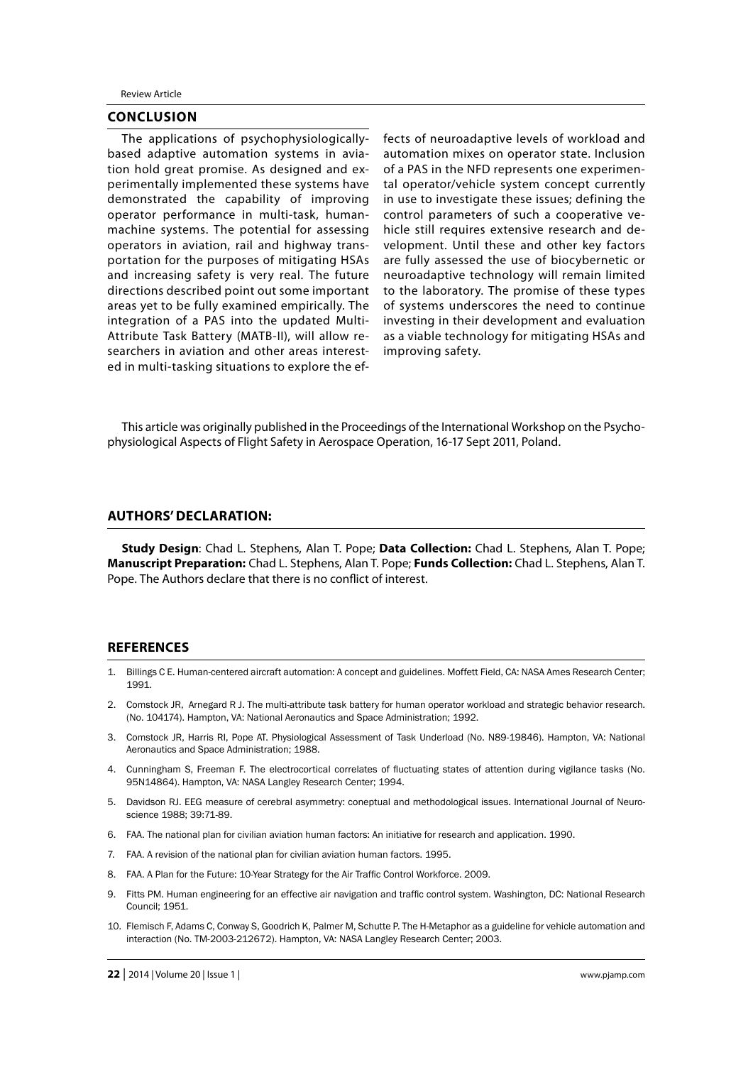## CONCLUSION

The applications of psychophysiologically-based adaptive automation systems in aviation hold great promise. As designed and experimentally implemented these systems have demonstrated the capability of improving operator performance in multi-task, human-machine systems. The potential for assessing operators in aviation, rail and highway transportation for the purposes of mitigating HSAs and increasing safety is very real. The future directions described point out some important areas yet to be fully examined empirically. The integration of a PAS into the updated Multi-Attribute Task Battery (MATB-II), will allow researchers in aviation and other areas interested in multi-tasking situations to explore the effects of neuroadaptive levels of workload and automation mixes on operator state. Inclusion of a PAS in the NFD represents one experimental operator/vehicle system concept currently in use to investigate these issues; defining the control parameters of such a cooperative vehicle still requires extensive research and development. Until these and other key factors are fully assessed the use of biocybernetic or neuroadaptive technology will remain limited to the laboratory. The promise of these types of systems underscores the need to continue investing in their development and evaluation as a viable technology for mitigating HSAs and improving safety.

This article was originally published in the Proceedings of the International Workshop on the Psychophysiological Aspects of Flight Safety in Aerospace Operation, 16-17 Sept 2011, Poland.

## AUTHORS' DECLARATION:

**Study Design**: Chad L. Stephens, Alan T. Pope; **Data Collection:** Chad L. Stephens, Alan T. Pope; **Manuscript Preparation:** Chad L. Stephens, Alan T. Pope; **Funds Collection:** Chad L. Stephens, Alan T. Pope. The Authors declare that there is no conflict of interest.

## REFERENCES

1. Billings C E. Human-centered aircraft automation: A concept and guidelines. Moffett Field, CA: NASA Ames Research Center; 1991.
2. Comstock JR, Arnegard R J. The multi-attribute task battery for human operator workload and strategic behavior research. (No. 104174). Hampton, VA: National Aeronautics and Space Administration; 1992.
3. Comstock JR, Harris RI, Pope AT. Physiological Assessment of Task Underload (No. N89-19846). Hampton, VA: National Aeronautics and Space Administration; 1988.
4. Cunningham S, Freeman F. The electrocortical correlates of fluctuating states of attention during vigilance tasks (No. 95N14864). Hampton, VA: NASA Langley Research Center; 1994.
5. Davidson RJ. EEG measure of cerebral asymmetry: coneptual and methodological issues. International Journal of Neuroscience 1988; 39:71-89.
6. FAA. The national plan for civilian aviation human factors: An initiative for research and application. 1990.
7. FAA. A revision of the national plan for civilian aviation human factors. 1995.
8. FAA. A Plan for the Future: 10-Year Strategy for the Air Traffic Control Workforce. 2009.
9. Fitts PM. Human engineering for an effective air navigation and traffic control system. Washington, DC: National Research Council; 1951.
10. Flemisch F, Adams C, Conway S, Goodrich K, Palmer M, Schutte P. The H-Metaphor as a guideline for vehicle automation and interaction (No. TM-2003-212672). Hampton, VA: NASA Langley Research Center; 2003.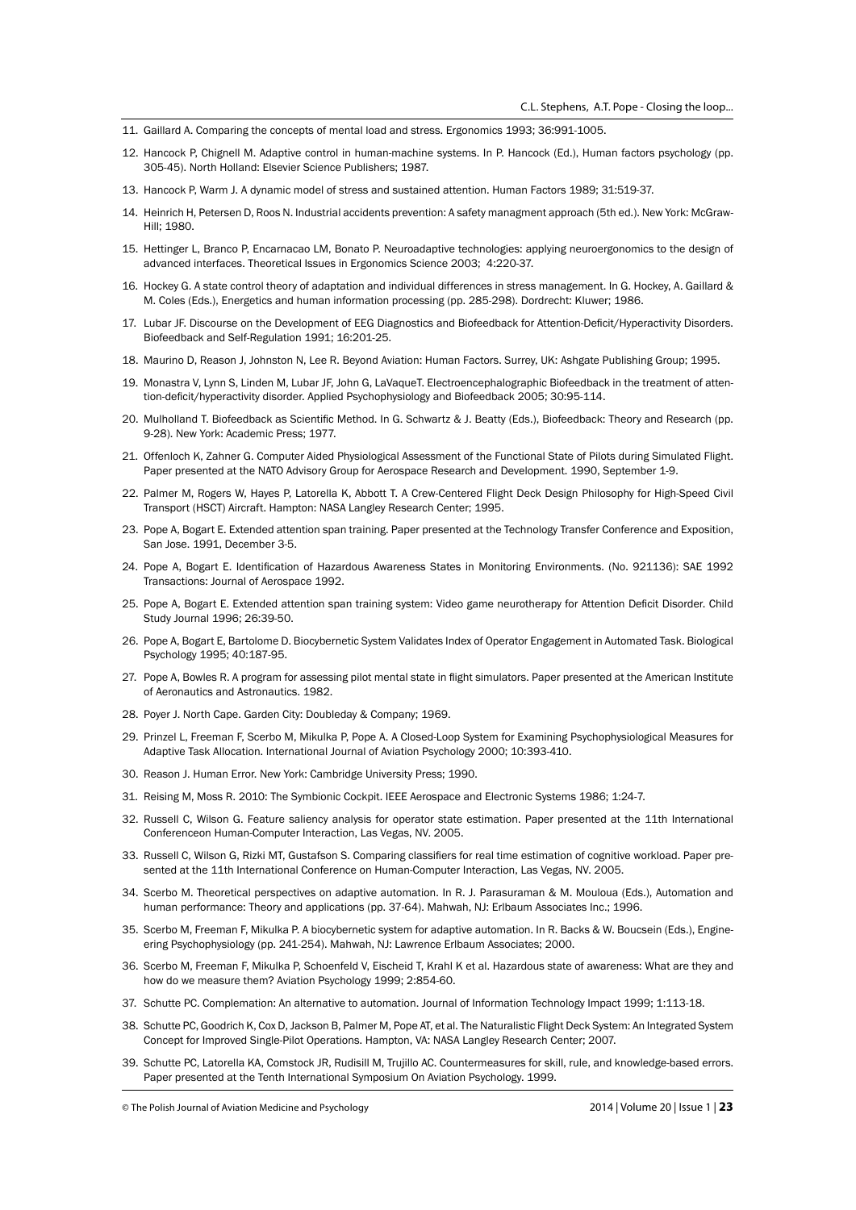11. Gaillard A. Comparing the concepts of mental load and stress. Ergonomics 1993; 36:991-1005.
12. Hancock P, Chignell M. Adaptive control in human-machine systems. In P. Hancock (Ed.), Human factors psychology (pp. 305-45). North Holland: Elsevier Science Publishers; 1987.
13. Hancock P, Warm J. A dynamic model of stress and sustained attention. Human Factors 1989; 31:519-37.
14. Heinrich H, Petersen D, Roos N. Industrial accidents prevention: A safety managment approach (5th ed.). New York: McGraw-Hill; 1980.
15. Hettinger L, Branco P, Encarnacao LM, Bonato P. Neuroadaptive technologies: applying neuroergonomics to the design of advanced interfaces. Theoretical Issues in Ergonomics Science 2003; 4:220-37.
16. Hockey G. A state control theory of adaptation and individual differences in stress management. In G. Hockey, A. Gaillard & M. Coles (Eds.), Energetics and human information processing (pp. 285-298). Dordrecht: Kluwer; 1986.
17. Lubar JF. Discourse on the Development of EEG Diagnostics and Biofeedback for Attention-Deficit/Hyperactivity Disorders. Biofeedback and Self-Regulation 1991; 16:201-25.
18. Maurino D, Reason J, Johnston N, Lee R. Beyond Aviation: Human Factors. Surrey, UK: Ashgate Publishing Group; 1995.
19. Monastra V, Lynn S, Linden M, Lubar JF, John G, LaVaqueT. Electroencephalographic Biofeedback in the treatment of attention-deficit/hyperactivity disorder. Applied Psychophysiology and Biofeedback 2005; 30:95-114.
20. Mulholland T. Biofeedback as Scientific Method. In G. Schwartz & J. Beatty (Eds.), Biofeedback: Theory and Research (pp. 9-28). New York: Academic Press; 1977.
21. Offenloch K, Zahner G. Computer Aided Physiological Assessment of the Functional State of Pilots during Simulated Flight. Paper presented at the NATO Advisory Group for Aerospace Research and Development. 1990, September 1-9.
22. Palmer M, Rogers W, Hayes P, Latorella K, Abbott T. A Crew-Centered Flight Deck Design Philosophy for High-Speed Civil Transport (HSCT) Aircraft. Hampton: NASA Langley Research Center; 1995.
23. Pope A, Bogart E. Extended attention span training. Paper presented at the Technology Transfer Conference and Exposition, San Jose. 1991, December 3-5.
24. Pope A, Bogart E. Identification of Hazardous Awareness States in Monitoring Environments. (No. 921136): SAE 1992 Transactions: Journal of Aerospace 1992.
25. Pope A, Bogart E. Extended attention span training system: Video game neurotherapy for Attention Deficit Disorder. Child Study Journal 1996; 26:39-50.
26. Pope A, Bogart E, Bartolome D. Biocybernetic System Validates Index of Operator Engagement in Automated Task. Biological Psychology 1995; 40:187-95.
27. Pope A, Bowles R. A program for assessing pilot mental state in flight simulators. Paper presented at the American Institute of Aeronautics and Astronautics. 1982.
28. Poyer J. North Cape. Garden City: Doubleday & Company; 1969.
29. Prinzel L, Freeman F, Scerbo M, Mikulka P, Pope A. A Closed-Loop System for Examining Psychophysiological Measures for Adaptive Task Allocation. International Journal of Aviation Psychology 2000; 10:393-410.
30. Reason J. Human Error. New York: Cambridge University Press; 1990.
31. Reising M, Moss R. 2010: The Symbionic Cockpit. IEEE Aerospace and Electronic Systems 1986; 1:24-7.
32. Russell C, Wilson G. Feature saliency analysis for operator state estimation. Paper presented at the 11th International Conferenceon Human-Computer Interaction, Las Vegas, NV. 2005.
33. Russell C, Wilson G, Rizki MT, Gustafson S. Comparing classifiers for real time estimation of cognitive workload. Paper presented at the 11th International Conference on Human-Computer Interaction, Las Vegas, NV. 2005.
34. Scerbo M. Theoretical perspectives on adaptive automation. In R. J. Parasuraman & M. Mouloua (Eds.), Automation and human performance: Theory and applications (pp. 37-64). Mahwah, NJ: Erlbaum Associates Inc.; 1996.
35. Scerbo M, Freeman F, Mikulka P. A biocybernetic system for adaptive automation. In R. Backs & W. Boucsein (Eds.), Enginering Psychophysiology (pp. 241-254). Mahwah, NJ: Lawrence Erlbaum Associates; 2000.
36. Scerbo M, Freeman F, Mikulka P, Schoenfeld V, Eischeid T, Krahl K et al. Hazardous state of awareness: What are they and how do we measure them? Aviation Psychology 1999; 2:854-60.
37. Schutte PC. Complemation: An alternative to automation. Journal of Information Technology Impact 1999; 1:113-18.
38. Schutte PC, Goodrich K, Cox D, Jackson B, Palmer M, Pope AT, et al. The Naturalistic Flight Deck System: An Integrated System Concept for Improved Single-Pilot Operations. Hampton, VA: NASA Langley Research Center; 2007.
39. Schutte PC, Latorella KA, Comstock JR, Rudisill M, Trujillo AC. Countermeasures for skill, rule, and knowledge-based errors. Paper presented at the Tenth International Symposium On Aviation Psychology. 1999.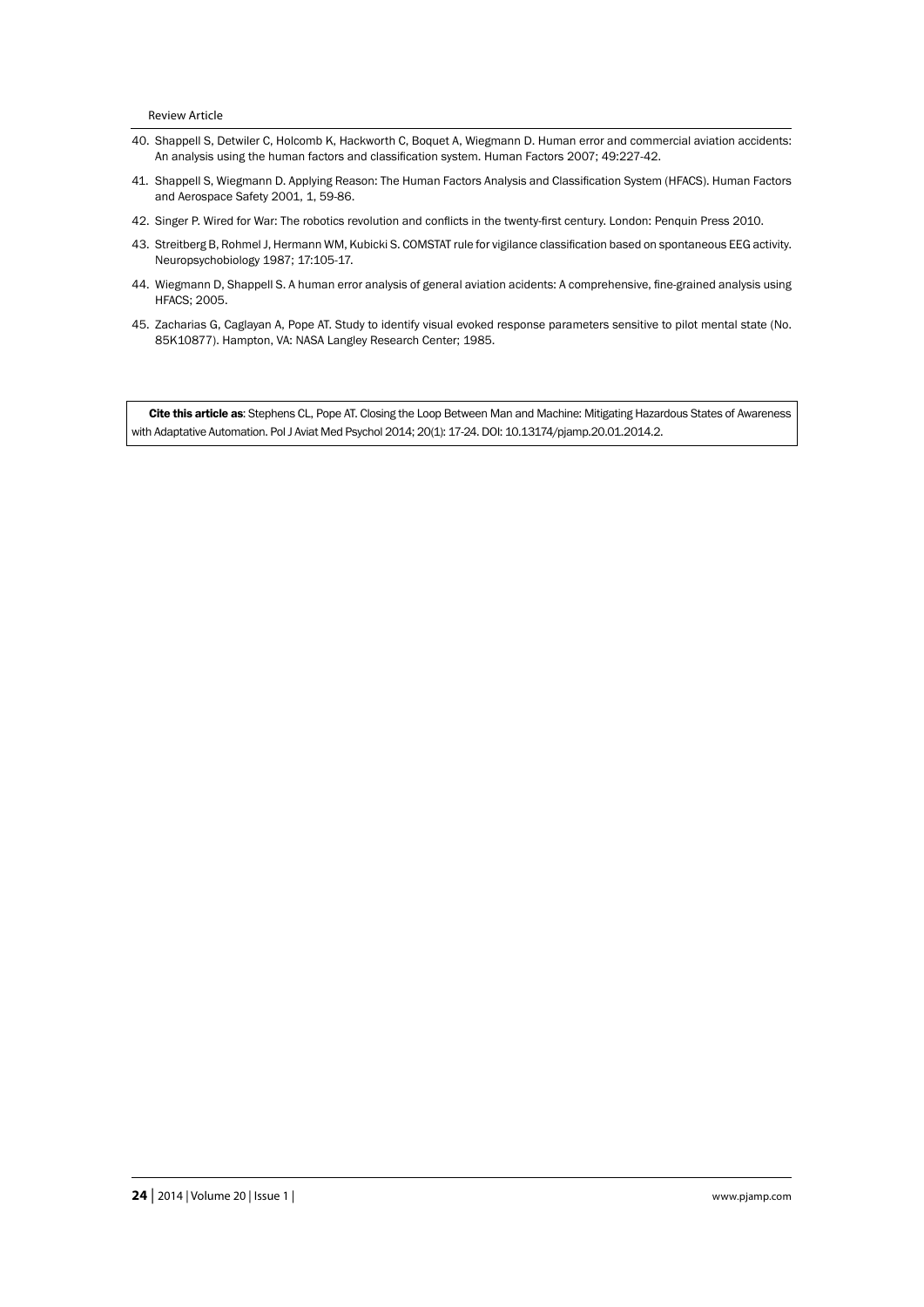40. Shappell S, Detwiler C, Holcomb K, Hackworth C, Boquet A, Wiegmann D. Human error and commercial aviation accidents: An analysis using the human factors and classification system. Human Factors 2007; 49:227-42.

41. Shappell S, Wiegmann D. Applying Reason: The Human Factors Analysis and Classification System (HFACS). Human Factors and Aerospace Safety 2001, 1, 59-86.

42. Singer P. Wired for War: The robotics revolution and conflicts in the twenty-first century. London: Penquin Press 2010.

43. Streitberg B, Rohmel J, Hermann WM, Kubicki S. COMSTAT rule for vigilance classification based on spontaneous EEG activity. Neuropsychobiology 1987; 17:105-17.

44. Wiegmann D, Shappell S. A human error analysis of general aviation accidents: A comprehensive, fine-grained analysis using HFACS; 2005.

45. Zacharias G, Caglayan A, Pope AT. Study to identify visual evoked response parameters sensitive to pilot mental state (No. 85K10877). Hampton, VA: NASA Langley Research Center; 1985.

**Cite this article as**: Stephens CL, Pope AT. Closing the Loop Between Man and Machine: Mitigating Hazardous States of Awareness with Adaptative Automation. Pol J Aviat Med Psychol 2014; 20(1): 17-24. DOI: 10.13174/pjamp.20.01.2014.2.